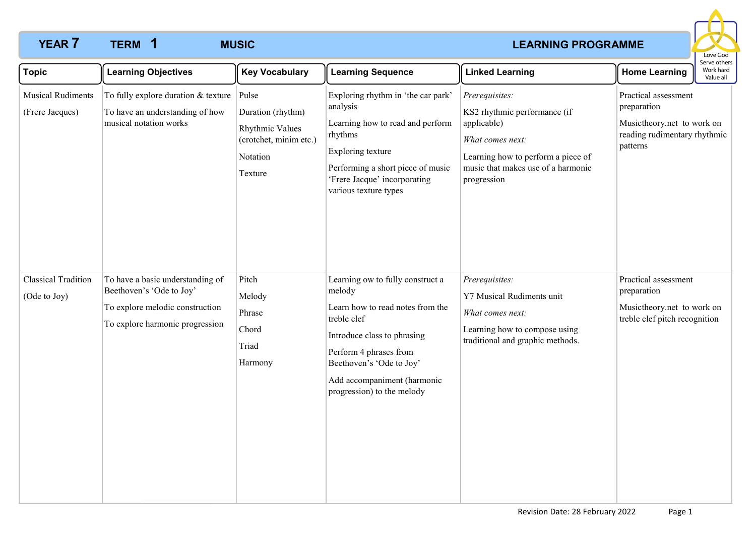# YEAR 7 TERM 1 MUSIC LEARNING PROGRAMME

Love God
Serve others
Work hard
Value all

| Topic | Learning Objectives | Key Vocabulary | Learning Sequence | Linked Learning | Home Learning |
|---|---|---|---|---|---|
| Musical Rudiments<br><br>(Frere Jacques) | To fully explore duration & texture<br><br>To have an understanding of how musical notation works | Pulse<br><br>Duration (rhythm)<br><br>Rhythmic Values (crotchet, minim etc.)<br><br>Notation<br><br>Texture | Exploring rhythm in 'the car park' analysis<br><br>Learning how to read and perform rhythms<br><br>Exploring texture<br><br>Performing a short piece of music 'Frere Jacque' incorporating various texture types | *Prerequisites:*<br><br>KS2 rhythmic performance (if applicable)<br><br>*What comes next:*<br><br>Learning how to perform a piece of music that makes use of a harmonic progression | Practical assessment preparation<br><br>Musictheory.net to work on reading rudimentary rhythmic patterns |
| Classical Tradition<br><br>(Ode to Joy) | To have a basic understanding of Beethoven's 'Ode to Joy'<br><br>To explore melodic construction<br><br>To explore harmonic progression | Pitch<br><br>Melody<br><br>Phrase<br><br>Chord<br><br>Triad<br><br>Harmony | Learning ow to fully construct a melody<br><br>Learn how to read notes from the treble clef<br><br>Introduce class to phrasing<br><br>Perform 4 phrases from Beethoven's 'Ode to Joy'<br><br>Add accompaniment (harmonic progression) to the melody | *Prerequisites:*<br><br>Y7 Musical Rudiments unit<br><br>*What comes next:*<br><br>Learning how to compose using traditional and graphic methods. | Practical assessment preparation<br><br>Musictheory.net to work on treble clef pitch recognition |

Revision Date: 28 February 2022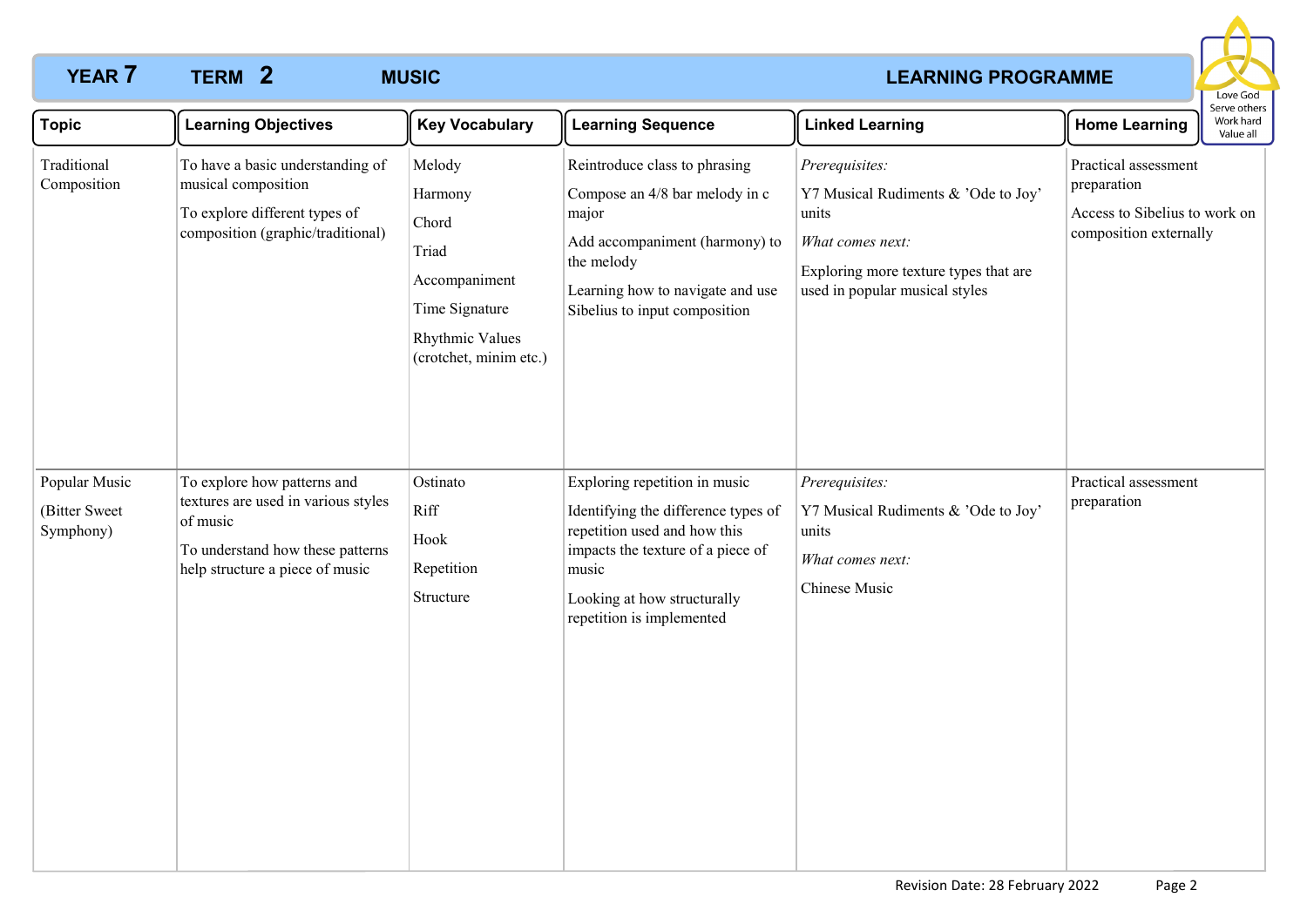# YEAR 7 TERM 2 MUSIC LEARNING PROGRAMME

Love God
Serve others
Work hard
Value all

| Topic | Learning Objectives | Key Vocabulary | Learning Sequence | Linked Learning | Home Learning |
|---|---|---|---|---|---|
| Traditional Composition | To have a basic understanding of musical composition<br><br>To explore different types of composition (graphic/traditional) | Melody<br><br>Harmony<br><br>Chord<br><br>Triad<br><br>Accompaniment<br><br>Time Signature<br><br>Rhythmic Values (crotchet, minim etc.) | Reintroduce class to phrasing<br><br>Compose an 4/8 bar melody in c major<br><br>Add accompaniment (harmony) to the melody<br><br>Learning how to navigate and use Sibelius to input composition | *Prerequisites:*<br><br>Y7 Musical Rudiments & 'Ode to Joy' units<br><br>*What comes next:*<br><br>Exploring more texture types that are used in popular musical styles | Practical assessment preparation<br><br>Access to Sibelius to work on composition externally |
| Popular Music<br><br>(Bitter Sweet Symphony) | To explore how patterns and textures are used in various styles of music<br><br>To understand how these patterns help structure a piece of music | Ostinato<br><br>Riff<br><br>Hook<br><br>Repetition<br><br>Structure | Exploring repetition in music<br><br>Identifying the difference types of repetition used and how this impacts the texture of a piece of music<br><br>Looking at how structurally repetition is implemented | *Prerequisites:*<br><br>Y7 Musical Rudiments & 'Ode to Joy' units<br><br>*What comes next:*<br><br>Chinese Music | Practical assessment preparation |

Revision Date: 28 February 2022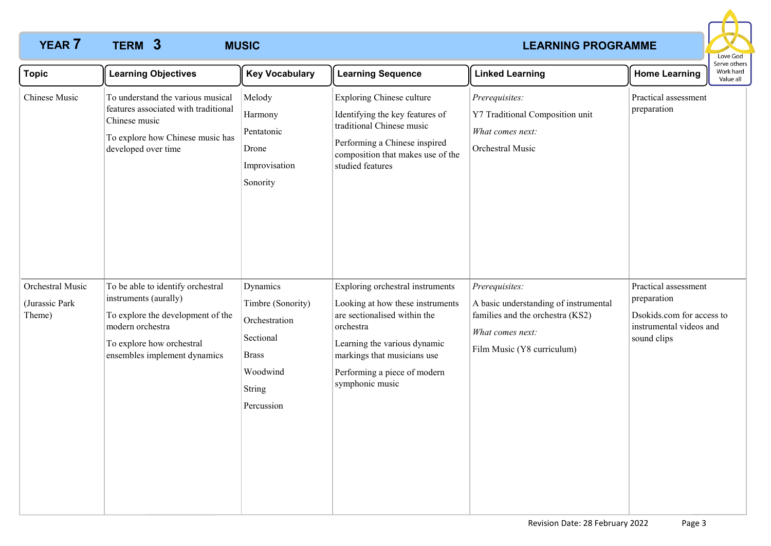# YEAR 7 TERM 3 MUSIC LEARNING PROGRAMME

| Topic | Learning Objectives | Key Vocabulary | Learning Sequence | Linked Learning | Home Learning |
|---|---|---|---|---|---|
| Chinese Music | To understand the various musical features associated with traditional Chinese music<br><br>To explore how Chinese music has developed over time | Melody<br>Harmony<br>Pentatonic<br>Drone<br>Improvisation<br>Sonority | Exploring Chinese culture<br><br>Identifying the key features of traditional Chinese music<br><br>Performing a Chinese inspired composition that makes use of the studied features | *Prerequisites:*<br>Y7 Traditional Composition unit<br>*What comes next:*<br>Orchestral Music | Practical assessment preparation |
| Orchestral Music<br>(Jurassic Park Theme) | To be able to identify orchestral instruments (aurally)<br><br>To explore the development of the modern orchestra<br><br>To explore how orchestral ensembles implement dynamics | Dynamics<br>Timbre (Sonority)<br>Orchestration<br>Sectional<br>Brass<br>Woodwind<br>String<br>Percussion | Exploring orchestral instruments<br><br>Looking at how these instruments are sectionalised within the orchestra<br><br>Learning the various dynamic markings that musicians use<br><br>Performing a piece of modern symphonic music | *Prerequisites:*<br>A basic understanding of instrumental families and the orchestra (KS2)<br>*What comes next:*<br>Film Music (Y8 curriculum) | Practical assessment preparation<br><br>Dsokids.com for access to instrumental videos and sound clips |

Revision Date: 28 February 2022